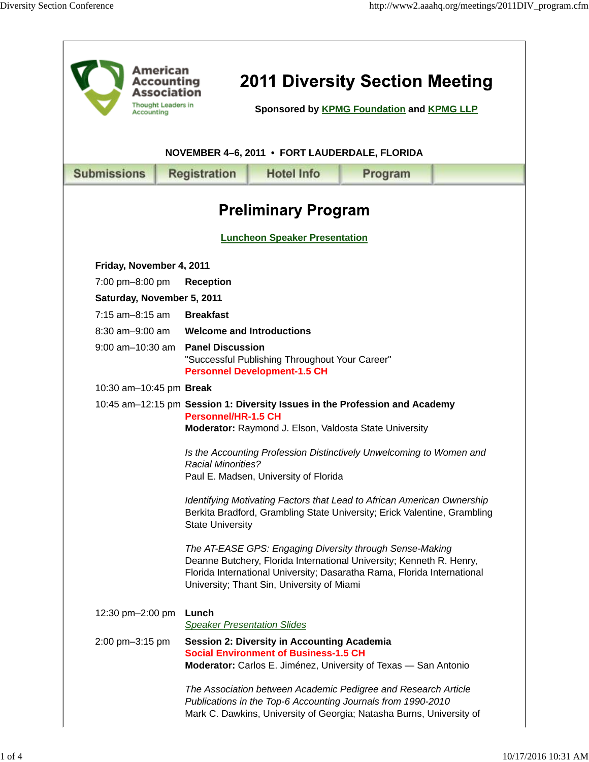American Accounting Association
Thought Leaders in Accounting

# 2011 Diversity Section Meeting

**Sponsored by KPMG Foundation and KPMG LLP**

**NOVEMBER 4–6, 2011 • FORT LAUDERDALE, FLORIDA**

Submissions | Registration | Hotel Info | Program

## Preliminary Program

**Luncheon Speaker Presentation**

**Friday, November 4, 2011**

7:00 pm–8:00 pm **Reception**

**Saturday, November 5, 2011**

7:15 am–8:15 am **Breakfast**

8:30 am–9:00 am **Welcome and Introductions**

9:00 am–10:30 am **Panel Discussion**
"Successful Publishing Throughout Your Career"
**Personnel Development-1.5 CH**

10:30 am–10:45 pm **Break**

10:45 am–12:15 pm **Session 1: Diversity Issues in the Profession and Academy**
**Personnel/HR-1.5 CH**
**Moderator:** Raymond J. Elson, Valdosta State University

*Is the Accounting Profession Distinctively Unwelcoming to Women and Racial Minorities?*
Paul E. Madsen, University of Florida

*Identifying Motivating Factors that Lead to African American Ownership*
Berkita Bradford, Grambling State University; Erick Valentine, Grambling State University

*The AT-EASE GPS: Engaging Diversity through Sense-Making*
Deanne Butchery, Florida International University; Kenneth R. Henry, Florida International University; Dasaratha Rama, Florida International University; Thant Sin, University of Miami

12:30 pm–2:00 pm **Lunch**
*Speaker Presentation Slides*

2:00 pm–3:15 pm **Session 2: Diversity in Accounting Academia**
**Social Environment of Business-1.5 CH**
**Moderator:** Carlos E. Jiménez, University of Texas — San Antonio

*The Association between Academic Pedigree and Research Article Publications in the Top-6 Accounting Journals from 1990-2010*
Mark C. Dawkins, University of Georgia; Natasha Burns, University of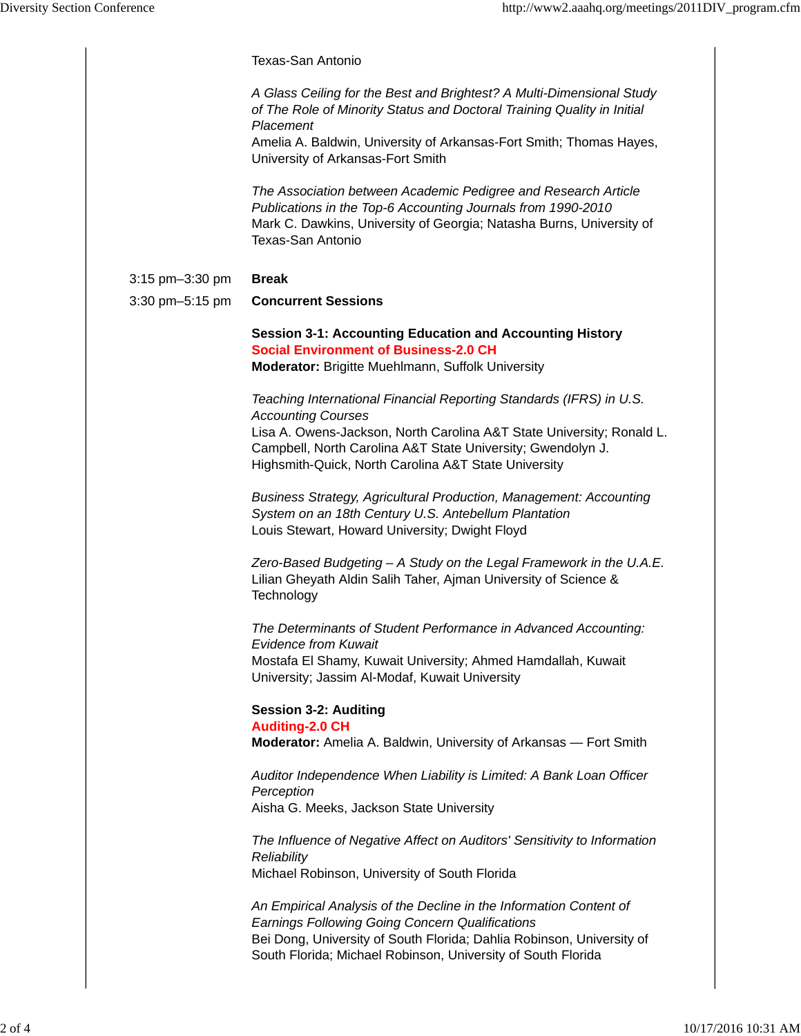Texas-San Antonio

*A Glass Ceiling for the Best and Brightest? A Multi-Dimensional Study of The Role of Minority Status and Doctoral Training Quality in Initial Placement*
Amelia A. Baldwin, University of Arkansas-Fort Smith; Thomas Hayes, University of Arkansas-Fort Smith

*The Association between Academic Pedigree and Research Article Publications in the Top-6 Accounting Journals from 1990-2010*
Mark C. Dawkins, University of Georgia; Natasha Burns, University of Texas-San Antonio

3:15 pm–3:30 pm **Break**

3:30 pm–5:15 pm **Concurrent Sessions**

**Session 3-1: Accounting Education and Accounting History**
**Social Environment of Business-2.0 CH**
**Moderator:** Brigitte Muehlmann, Suffolk University

*Teaching International Financial Reporting Standards (IFRS) in U.S. Accounting Courses*
Lisa A. Owens-Jackson, North Carolina A&T State University; Ronald L. Campbell, North Carolina A&T State University; Gwendolyn J. Highsmith-Quick, North Carolina A&T State University

*Business Strategy, Agricultural Production, Management: Accounting System on an 18th Century U.S. Antebellum Plantation*
Louis Stewart, Howard University; Dwight Floyd

*Zero-Based Budgeting – A Study on the Legal Framework in the U.A.E.*
Lilian Gheyath Aldin Salih Taher, Ajman University of Science & Technology

*The Determinants of Student Performance in Advanced Accounting: Evidence from Kuwait*
Mostafa El Shamy, Kuwait University; Ahmed Hamdallah, Kuwait University; Jassim Al-Modaf, Kuwait University

**Session 3-2: Auditing**
**Auditing-2.0 CH**
**Moderator:** Amelia A. Baldwin, University of Arkansas — Fort Smith

*Auditor Independence When Liability is Limited: A Bank Loan Officer Perception*
Aisha G. Meeks, Jackson State University

*The Influence of Negative Affect on Auditors' Sensitivity to Information Reliability*
Michael Robinson, University of South Florida

*An Empirical Analysis of the Decline in the Information Content of Earnings Following Going Concern Qualifications*
Bei Dong, University of South Florida; Dahlia Robinson, University of South Florida; Michael Robinson, University of South Florida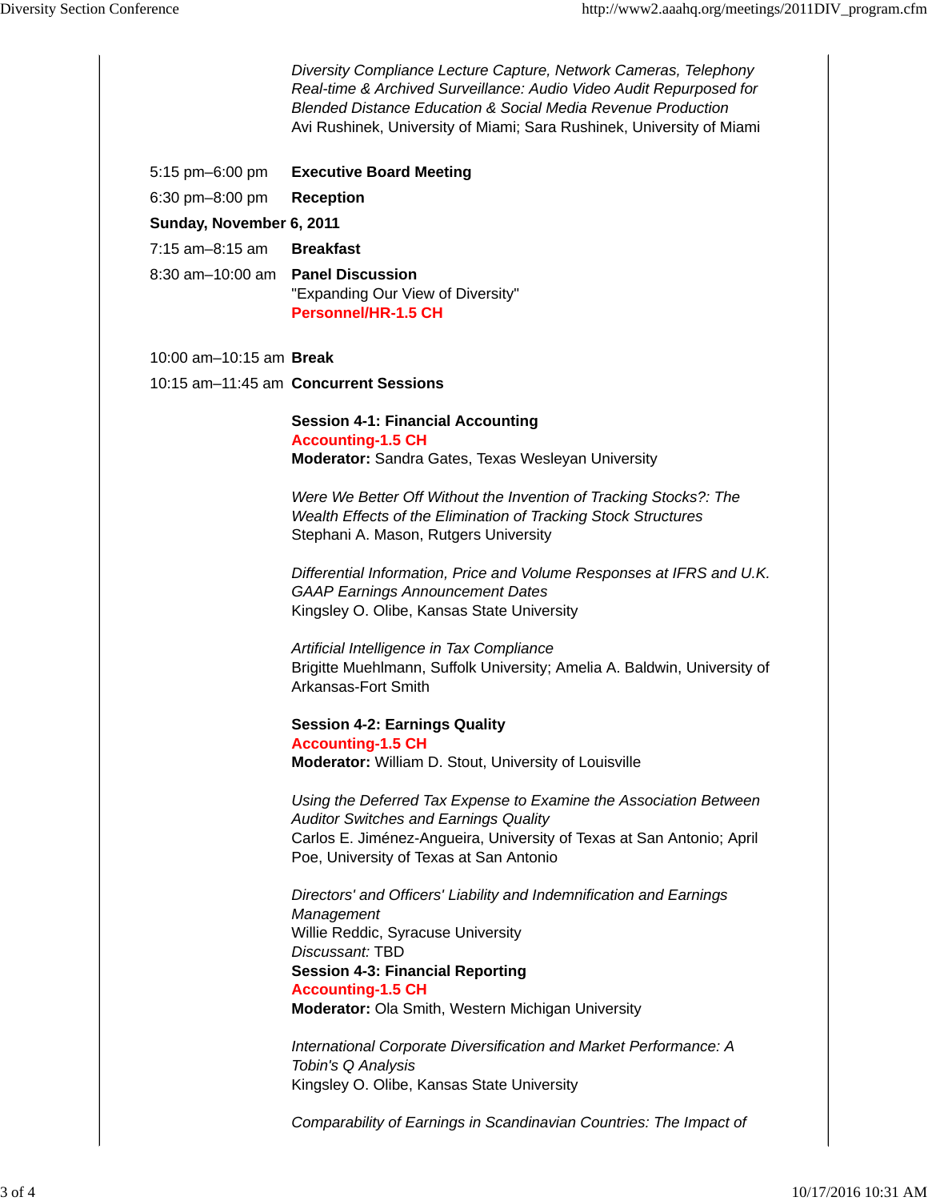*Diversity Compliance Lecture Capture, Network Cameras, Telephony Real-time & Archived Surveillance: Audio Video Audit Repurposed for Blended Distance Education & Social Media Revenue Production*
Avi Rushinek, University of Miami; Sara Rushinek, University of Miami

5:15 pm–6:00 pm **Executive Board Meeting**

6:30 pm–8:00 pm **Reception**

**Sunday, November 6, 2011**

7:15 am–8:15 am **Breakfast**

8:30 am–10:00 am **Panel Discussion**
"Expanding Our View of Diversity"
**Personnel/HR-1.5 CH**

10:00 am–10:15 am **Break**

10:15 am–11:45 am **Concurrent Sessions**

**Session 4-1: Financial Accounting**
**Accounting-1.5 CH**
**Moderator:** Sandra Gates, Texas Wesleyan University

*Were We Better Off Without the Invention of Tracking Stocks?: The Wealth Effects of the Elimination of Tracking Stock Structures*
Stephani A. Mason, Rutgers University

*Differential Information, Price and Volume Responses at IFRS and U.K. GAAP Earnings Announcement Dates*
Kingsley O. Olibe, Kansas State University

*Artificial Intelligence in Tax Compliance*
Brigitte Muehlmann, Suffolk University; Amelia A. Baldwin, University of Arkansas-Fort Smith

**Session 4-2: Earnings Quality**
**Accounting-1.5 CH**
**Moderator:** William D. Stout, University of Louisville

*Using the Deferred Tax Expense to Examine the Association Between Auditor Switches and Earnings Quality*
Carlos E. Jiménez-Angueira, University of Texas at San Antonio; April Poe, University of Texas at San Antonio

*Directors' and Officers' Liability and Indemnification and Earnings Management*
Willie Reddic, Syracuse University
*Discussant:* TBD

**Session 4-3: Financial Reporting**
**Accounting-1.5 CH**
**Moderator:** Ola Smith, Western Michigan University

*International Corporate Diversification and Market Performance: A Tobin's Q Analysis*
Kingsley O. Olibe, Kansas State University

*Comparability of Earnings in Scandinavian Countries: The Impact of*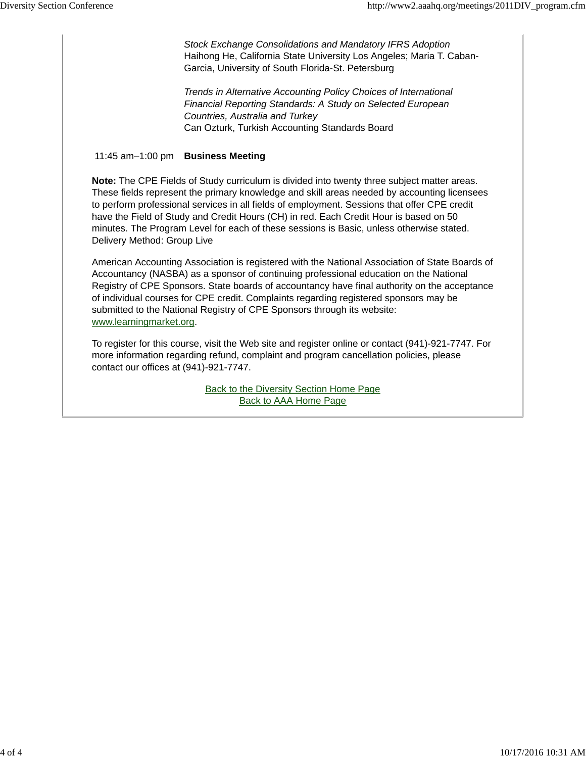*Stock Exchange Consolidations and Mandatory IFRS Adoption*
Haihong He, California State University Los Angeles; Maria T. Caban-Garcia, University of South Florida-St. Petersburg

*Trends in Alternative Accounting Policy Choices of International Financial Reporting Standards: A Study on Selected European Countries, Australia and Turkey*
Can Ozturk, Turkish Accounting Standards Board

11:45 am–1:00 pm **Business Meeting**

**Note:** The CPE Fields of Study curriculum is divided into twenty three subject matter areas. These fields represent the primary knowledge and skill areas needed by accounting licensees to perform professional services in all fields of employment. Sessions that offer CPE credit have the Field of Study and Credit Hours (CH) in red. Each Credit Hour is based on 50 minutes. The Program Level for each of these sessions is Basic, unless otherwise stated. Delivery Method: Group Live

American Accounting Association is registered with the National Association of State Boards of Accountancy (NASBA) as a sponsor of continuing professional education on the National Registry of CPE Sponsors. State boards of accountancy have final authority on the acceptance of individual courses for CPE credit. Complaints regarding registered sponsors may be submitted to the National Registry of CPE Sponsors through its website: www.learningmarket.org.

To register for this course, visit the Web site and register online or contact (941)-921-7747. For more information regarding refund, complaint and program cancellation policies, please contact our offices at (941)-921-7747.

Back to the Diversity Section Home Page
Back to AAA Home Page